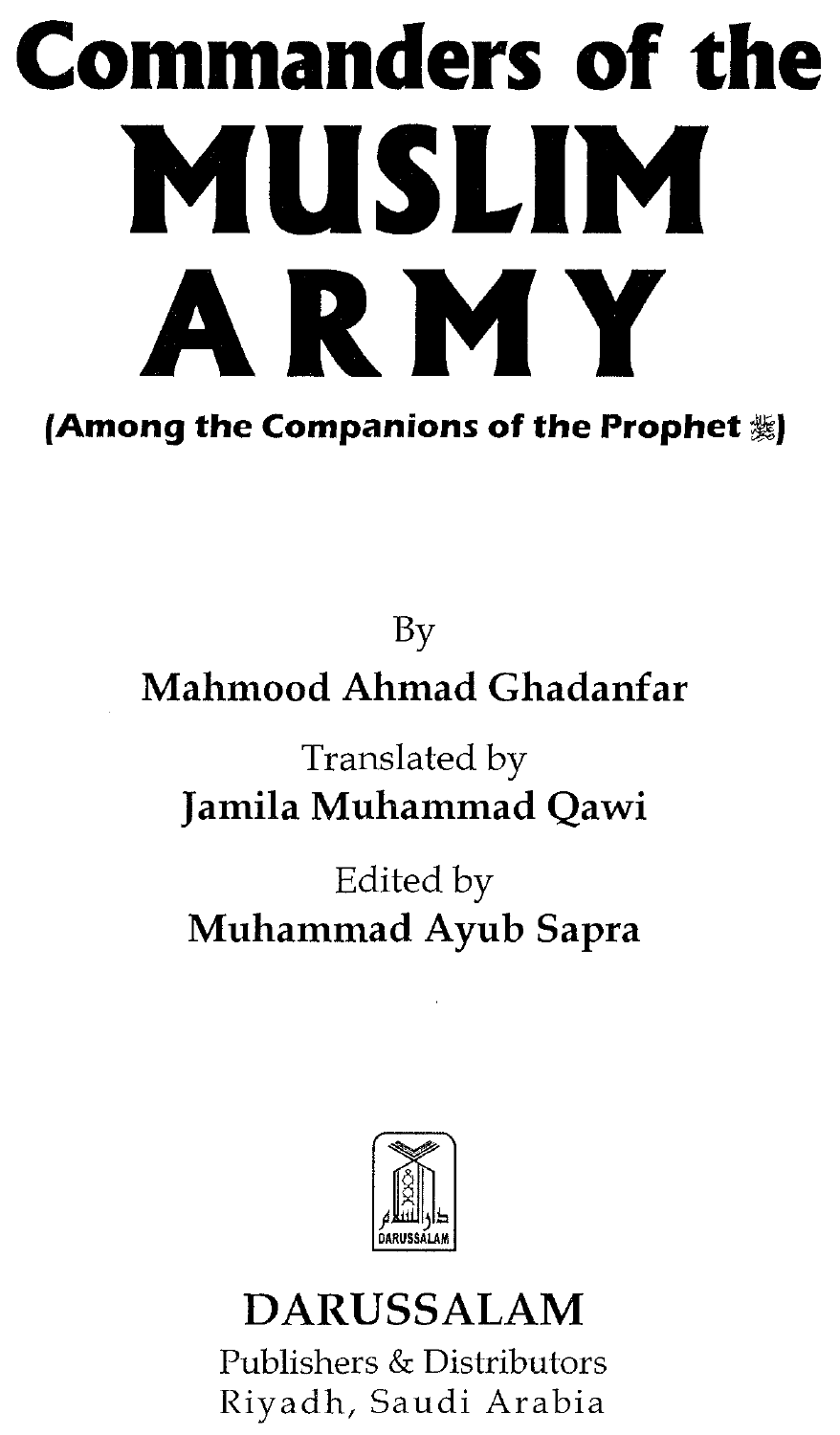# Commanders of the MUSLIM ARMY

**(Among the Companions of the Prophet ﷺ)**

By

**Mahmood Ahmad Ghadanfar**

Translated by

**Jamila Muhammad Qawi**

Edited by

**Muhammad Ayub Sapra**

DARUSSALAM

DARUSSALAM

Publishers & Distributors

Riyadh, Saudi Arabia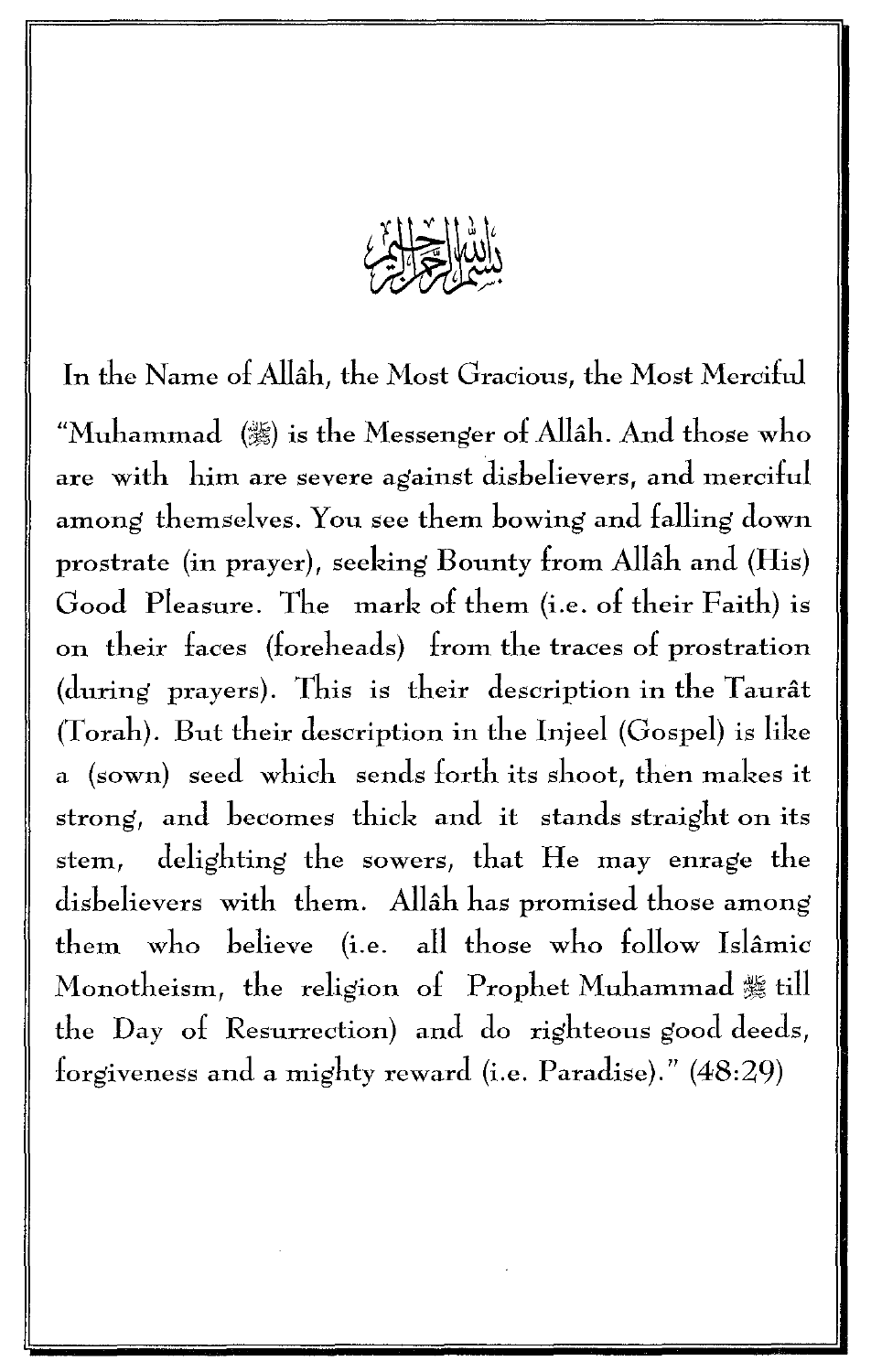بِسْمِ اللَّهِ الرَّحْمَٰنِ الرَّحِيمِ

In the Name of Allâh, the Most Gracious, the Most Merciful

"Muhammad (ﷺ) is the Messenger of Allâh. And those who are with him are severe against disbelievers, and merciful among themselves. You see them bowing and falling down prostrate (in prayer), seeking Bounty from Allâh and (His) Good Pleasure. The mark of them (i.e. of their Faith) is on their faces (foreheads) from the traces of prostration (during prayers). This is their description in the Taurât (Torah). But their description in the Injeel (Gospel) is like a (sown) seed which sends forth its shoot, then makes it strong, and becomes thick and it stands straight on its stem, delighting the sowers, that He may enrage the disbelievers with them. Allâh has promised those among them who believe (i.e. all those who follow Islâmic Monotheism, the religion of Prophet Muhammad ﷺ till the Day of Resurrection) and do righteous good deeds, forgiveness and a mighty reward (i.e. Paradise)." (48:29)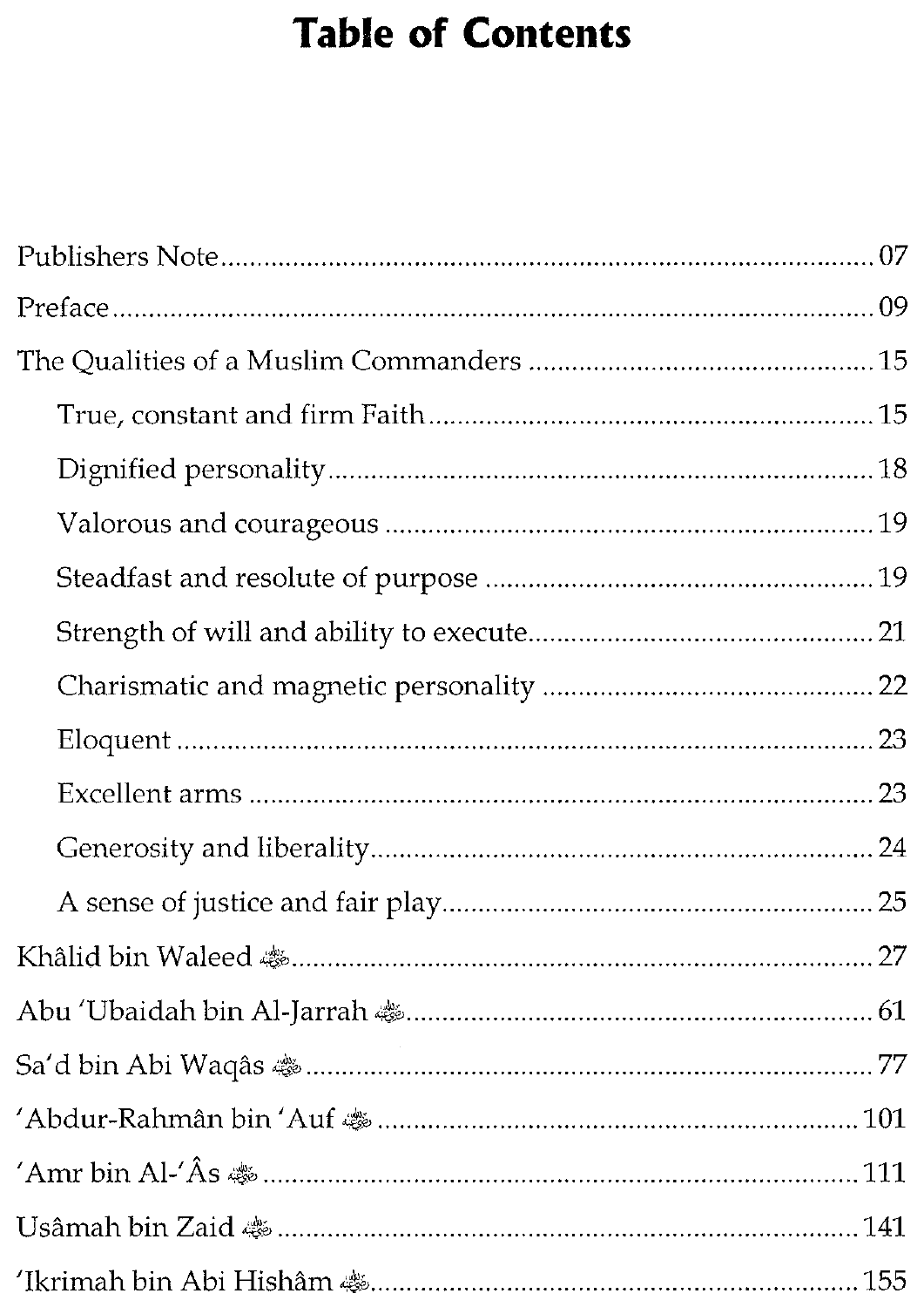# Table of Contents

- Publishers Note ........................................ 07
- Preface ........................................ 09
- The Qualities of a Muslim Commanders ........................................ 15
  - True, constant and firm Faith ........................................ 15
  - Dignified personality ........................................ 18
  - Valorous and courageous ........................................ 19
  - Steadfast and resolute of purpose ........................................ 19
  - Strength of will and ability to execute ........................................ 21
  - Charismatic and magnetic personality ........................................ 22
  - Eloquent ........................................ 23
  - Excellent arms ........................................ 23
  - Generosity and liberality ........................................ 24
  - A sense of justice and fair play ........................................ 25
- Khâlid bin Waleed ﷺ ........................................ 27
- Abu 'Ubaidah bin Al-Jarrah ﷺ ........................................ 61
- Sa'd bin Abi Waqâs ﷺ ........................................ 77
- 'Abdur-Rahmân bin 'Auf ﷺ ........................................ 101
- 'Amr bin Al-'Âs ﷺ ........................................ 111
- Usâmah bin Zaid ﷺ ........................................ 141
- 'Ikrimah bin Abi Hishâm ﷺ ........................................ 155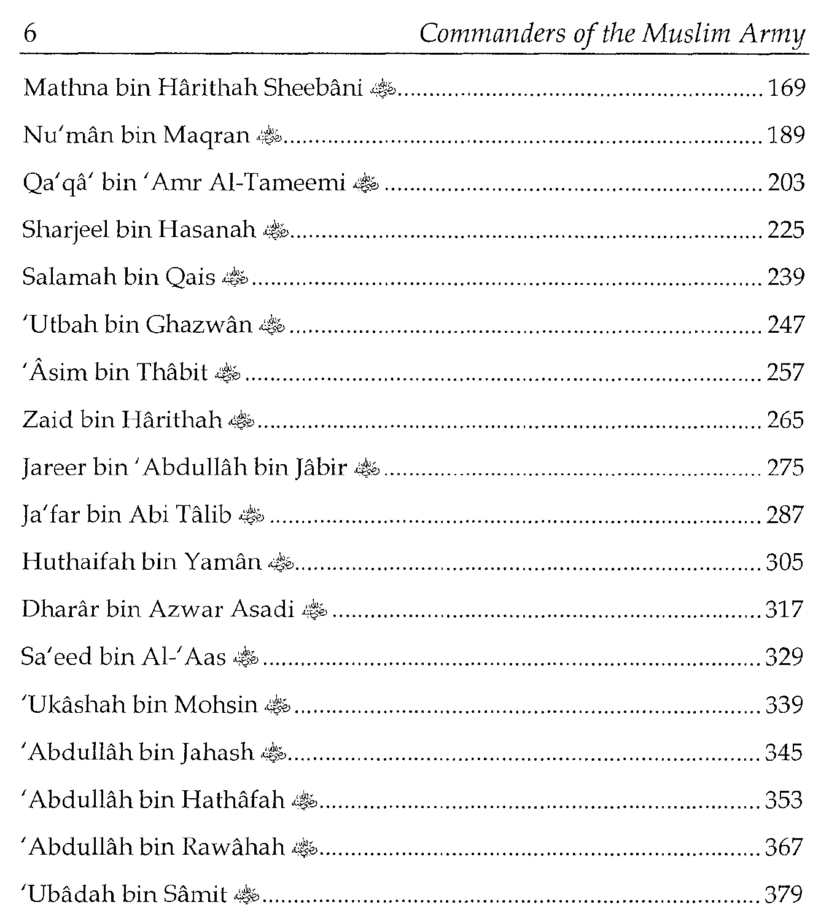Mathna bin Hârithah Sheebâni ﷺ ........................................................ 169

Nu'mân bin Maqran ﷺ ........................................................ 189

Qa'qâ' bin 'Amr Al-Tameemi ﷺ ........................................................ 203

Sharjeel bin Hasanah ﷺ ........................................................ 225

Salamah bin Qais ﷺ ........................................................ 239

'Utbah bin Ghazwân ﷺ ........................................................ 247

'Âsim bin Thâbit ﷺ ........................................................ 257

Zaid bin Hârithah ﷺ ........................................................ 265

Jareer bin 'Abdullâh bin Jâbir ﷺ ........................................................ 275

Ja'far bin Abi Tâlib ﷺ ........................................................ 287

Huthaifah bin Yamân ﷺ ........................................................ 305

Dharâr bin Azwar Asadi ﷺ ........................................................ 317

Sa'eed bin Al-'Aas ﷺ ........................................................ 329

'Ukâshah bin Mohsin ﷺ ........................................................ 339

'Abdullâh bin Jahash ﷺ ........................................................ 345

'Abdullâh bin Hathâfah ﷺ ........................................................ 353

'Abdullâh bin Rawâhah ﷺ ........................................................ 367

'Ubâdah bin Sâmit ﷺ ........................................................ 379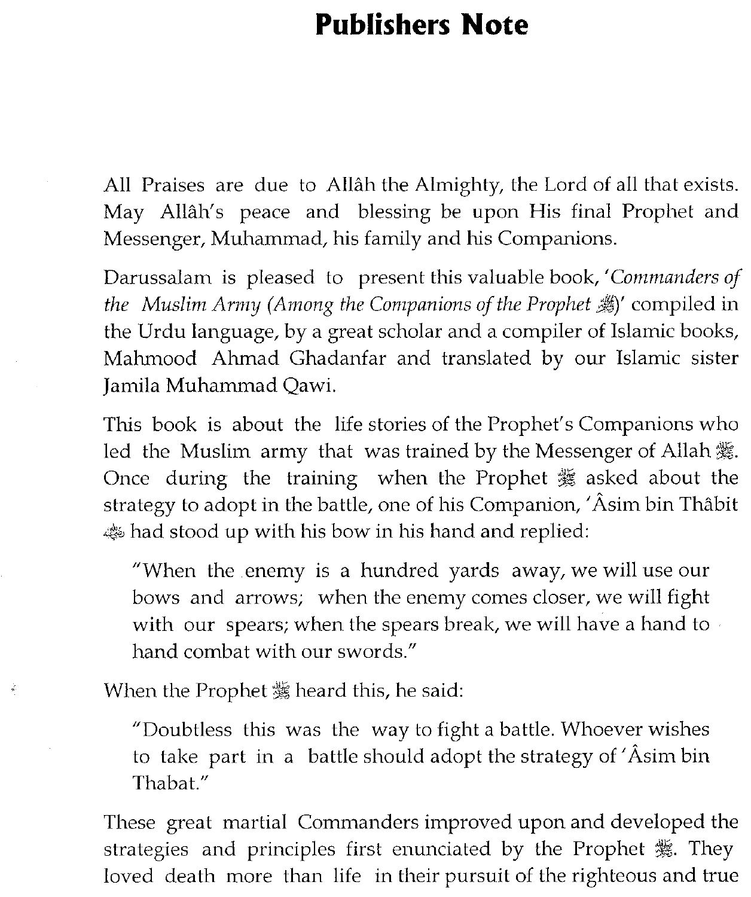# Publishers Note

All Praises are due to Allâh the Almighty, the Lord of all that exists. May Allâh's peace and blessing be upon His final Prophet and Messenger, Muhammad, his family and his Companions.

Darussalam is pleased to present this valuable book, '*Commanders of the Muslim Army (Among the Companions of the Prophet ﷺ)*' compiled in the Urdu language, by a great scholar and a compiler of Islamic books, Mahmood Ahmad Ghadanfar and translated by our Islamic sister Jamila Muhammad Qawi.

This book is about the life stories of the Prophet's Companions who led the Muslim army that was trained by the Messenger of Allah ﷺ. Once during the training when the Prophet ﷺ asked about the strategy to adopt in the battle, one of his Companion, 'Âsim bin Thâbit ﷺ had stood up with his bow in his hand and replied:

> "When the enemy is a hundred yards away, we will use our bows and arrows; when the enemy comes closer, we will fight with our spears; when the spears break, we will have a hand to hand combat with our swords."

When the Prophet ﷺ heard this, he said:

> "Doubtless this was the way to fight a battle. Whoever wishes to take part in a battle should adopt the strategy of 'Âsim bin Thabat."

These great martial Commanders improved upon and developed the strategies and principles first enunciated by the Prophet ﷺ. They loved death more than life in their pursuit of the righteous and true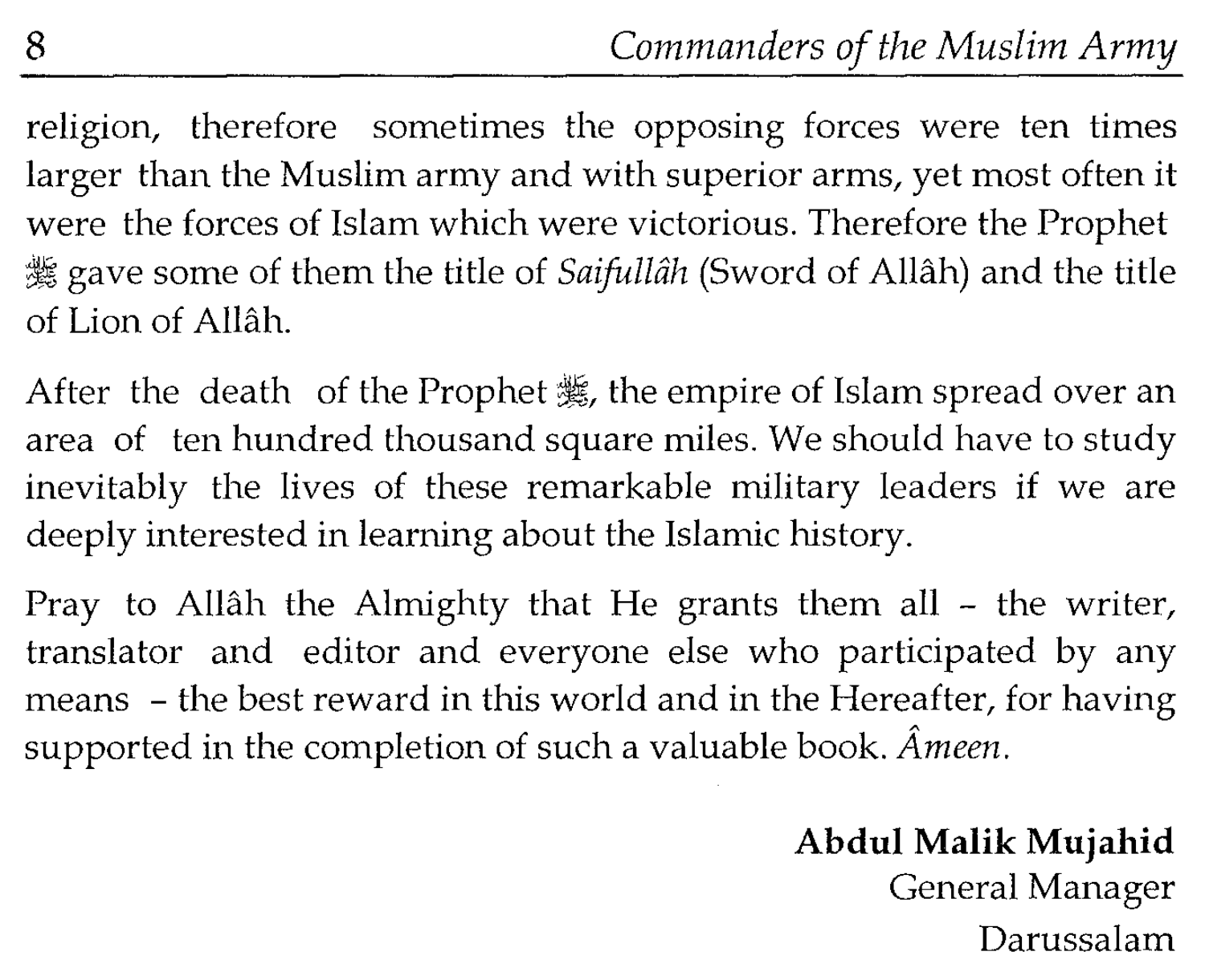religion, therefore sometimes the opposing forces were ten times larger than the Muslim army and with superior arms, yet most often it were the forces of Islam which were victorious. Therefore the Prophet ﷺ gave some of them the title of *Saifullâh* (Sword of Allâh) and the title of Lion of Allâh.

After the death of the Prophet ﷺ, the empire of Islam spread over an area of ten hundred thousand square miles. We should have to study inevitably the lives of these remarkable military leaders if we are deeply interested in learning about the Islamic history.

Pray to Allâh the Almighty that He grants them all - the writer, translator and editor and everyone else who participated by any means - the best reward in this world and in the Hereafter, for having supported in the completion of such a valuable book. *Âmeen.*

**Abdul Malik Mujahid**
General Manager
Darussalam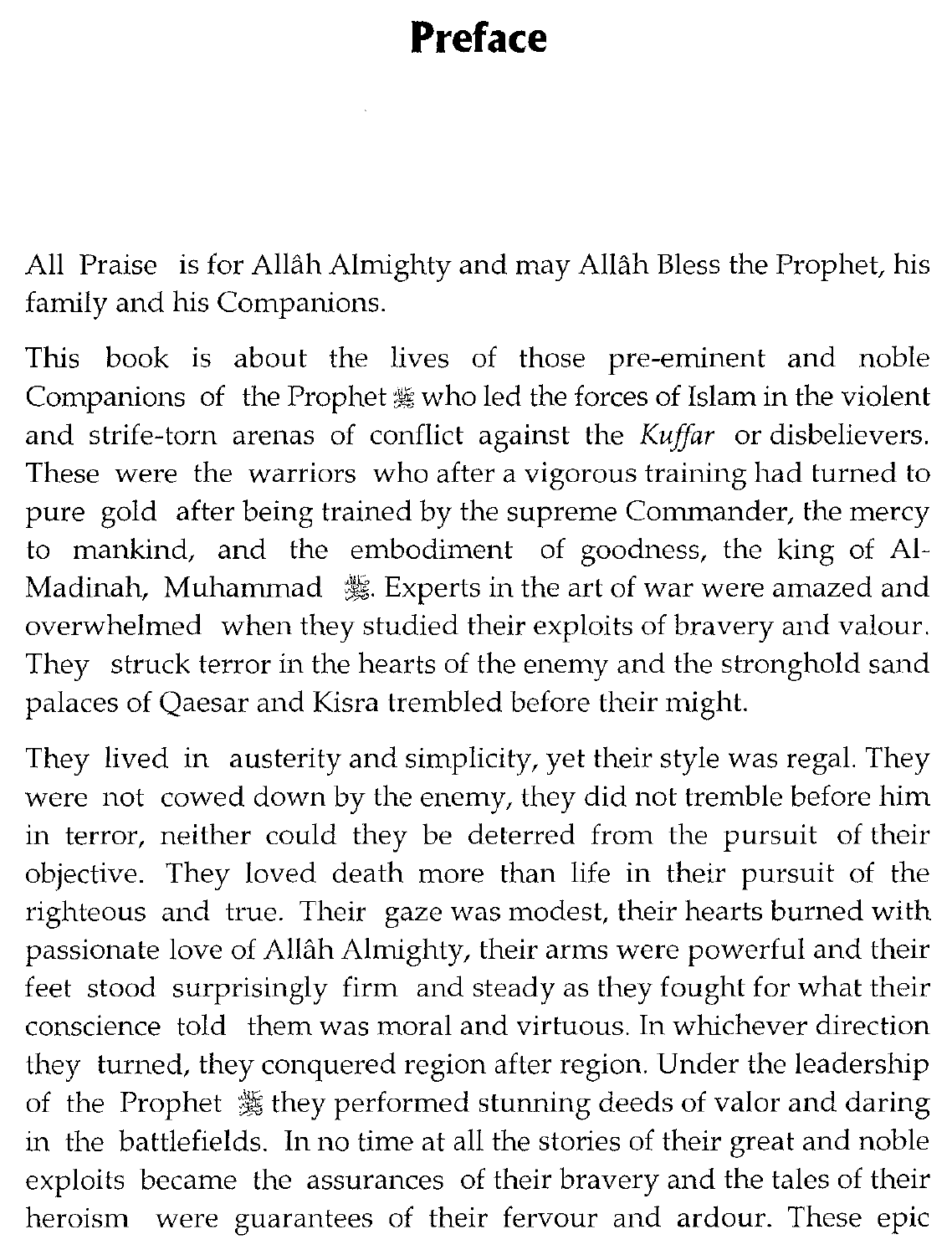# Preface

All Praise is for Allâh Almighty and may Allâh Bless the Prophet, his family and his Companions.

This book is about the lives of those pre-eminent and noble Companions of the Prophet ﷺ who led the forces of Islam in the violent and strife-torn arenas of conflict against the *Kuffar* or disbelievers. These were the warriors who after a vigorous training had turned to pure gold after being trained by the supreme Commander, the mercy to mankind, and the embodiment of goodness, the king of Al-Madinah, Muhammad ﷺ. Experts in the art of war were amazed and overwhelmed when they studied their exploits of bravery and valour. They struck terror in the hearts of the enemy and the stronghold sand palaces of Qaesar and Kisra trembled before their might.

They lived in austerity and simplicity, yet their style was regal. They were not cowed down by the enemy, they did not tremble before him in terror, neither could they be deterred from the pursuit of their objective. They loved death more than life in their pursuit of the righteous and true. Their gaze was modest, their hearts burned with passionate love of Allâh Almighty, their arms were powerful and their feet stood surprisingly firm and steady as they fought for what their conscience told them was moral and virtuous. In whichever direction they turned, they conquered region after region. Under the leadership of the Prophet ﷺ they performed stunning deeds of valor and daring in the battlefields. In no time at all the stories of their great and noble exploits became the assurances of their bravery and the tales of their heroism were guarantees of their fervour and ardour. These epic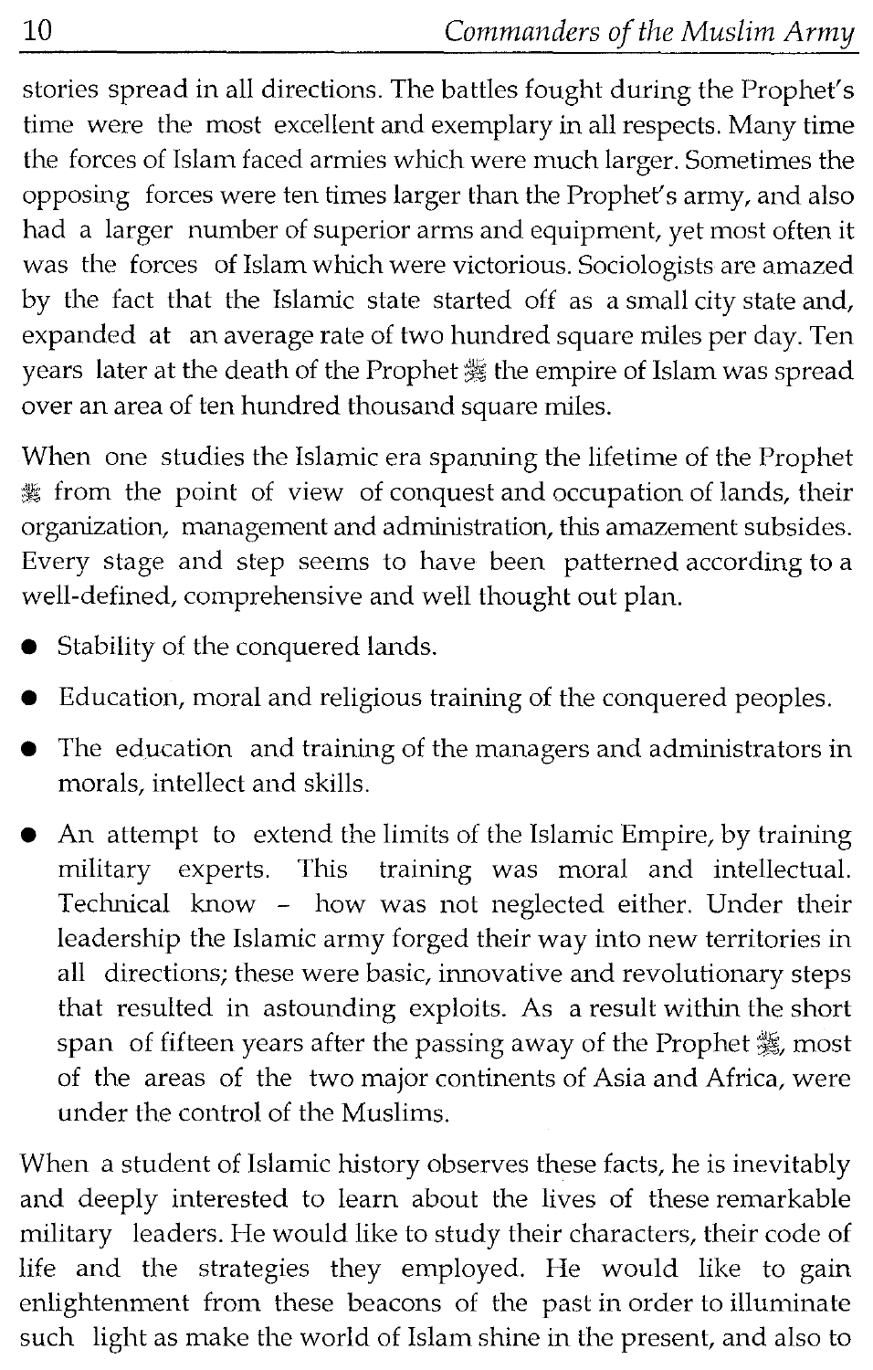stories spread in all directions. The battles fought during the Prophet's time were the most excellent and exemplary in all respects. Many time the forces of Islam faced armies which were much larger. Sometimes the opposing forces were ten times larger than the Prophet's army, and also had a larger number of superior arms and equipment, yet most often it was the forces of Islam which were victorious. Sociologists are amazed by the fact that the Islamic state started off as a small city state and, expanded at an average rate of two hundred square miles per day. Ten years later at the death of the Prophet ﷺ the empire of Islam was spread over an area of ten hundred thousand square miles.

When one studies the Islamic era spanning the lifetime of the Prophet ﷺ from the point of view of conquest and occupation of lands, their organization, management and administration, this amazement subsides. Every stage and step seems to have been patterned according to a well-defined, comprehensive and well thought out plan.

- Stability of the conquered lands.
- Education, moral and religious training of the conquered peoples.
- The education and training of the managers and administrators in morals, intellect and skills.
- An attempt to extend the limits of the Islamic Empire, by training military experts. This training was moral and intellectual. Technical know - how was not neglected either. Under their leadership the Islamic army forged their way into new territories in all directions; these were basic, innovative and revolutionary steps that resulted in astounding exploits. As a result within the short span of fifteen years after the passing away of the Prophet ﷺ, most of the areas of the two major continents of Asia and Africa, were under the control of the Muslims.

When a student of Islamic history observes these facts, he is inevitably and deeply interested to learn about the lives of these remarkable military leaders. He would like to study their characters, their code of life and the strategies they employed. He would like to gain enlightenment from these beacons of the past in order to illuminate such light as make the world of Islam shine in the present, and also to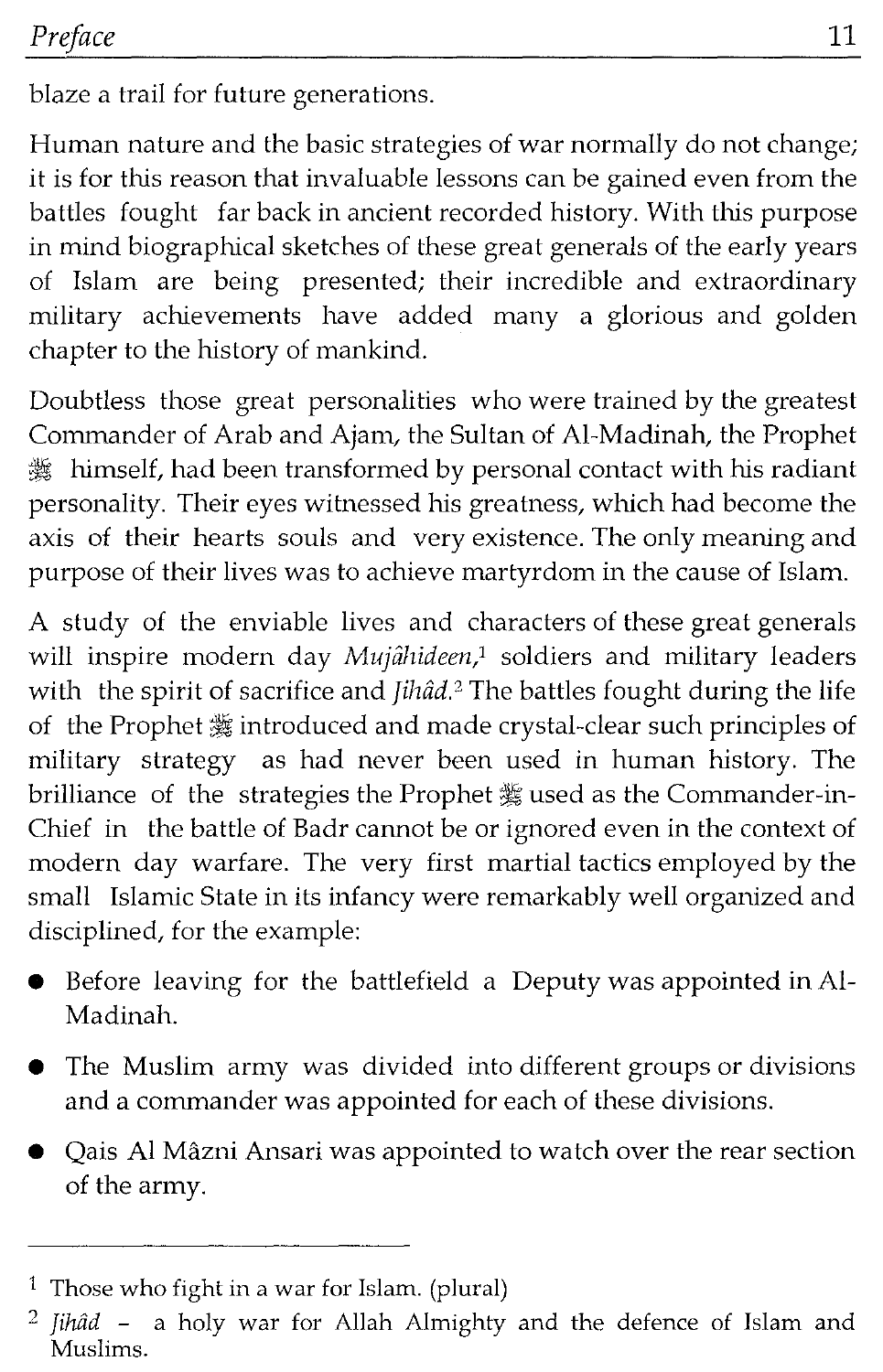blaze a trail for future generations.

Human nature and the basic strategies of war normally do not change; it is for this reason that invaluable lessons can be gained even from the battles fought far back in ancient recorded history. With this purpose in mind biographical sketches of these great generals of the early years of Islam are being presented; their incredible and extraordinary military achievements have added many a glorious and golden chapter to the history of mankind.

Doubtless those great personalities who were trained by the greatest Commander of Arab and Ajam, the Sultan of Al-Madinah, the Prophet ﷺ himself, had been transformed by personal contact with his radiant personality. Their eyes witnessed his greatness, which had become the axis of their hearts souls and very existence. The only meaning and purpose of their lives was to achieve martyrdom in the cause of Islam.

A study of the enviable lives and characters of these great generals will inspire modern day *Mujâhideen*,[1] soldiers and military leaders with the spirit of sacrifice and *Jihâd*.[2] The battles fought during the life of the Prophet ﷺ introduced and made crystal-clear such principles of military strategy as had never been used in human history. The brilliance of the strategies the Prophet ﷺ used as the Commander-in-Chief in the battle of Badr cannot be or ignored even in the context of modern day warfare. The very first martial tactics employed by the small Islamic State in its infancy were remarkably well organized and disciplined, for the example:

- Before leaving for the battlefield a Deputy was appointed in Al-Madinah.
- The Muslim army was divided into different groups or divisions and a commander was appointed for each of these divisions.
- Qais Al Mâzni Ansari was appointed to watch over the rear section of the army.

---

[1] Those who fight in a war for Islam. (plural)

[2] *Jihâd* – a holy war for Allah Almighty and the defence of Islam and Muslims.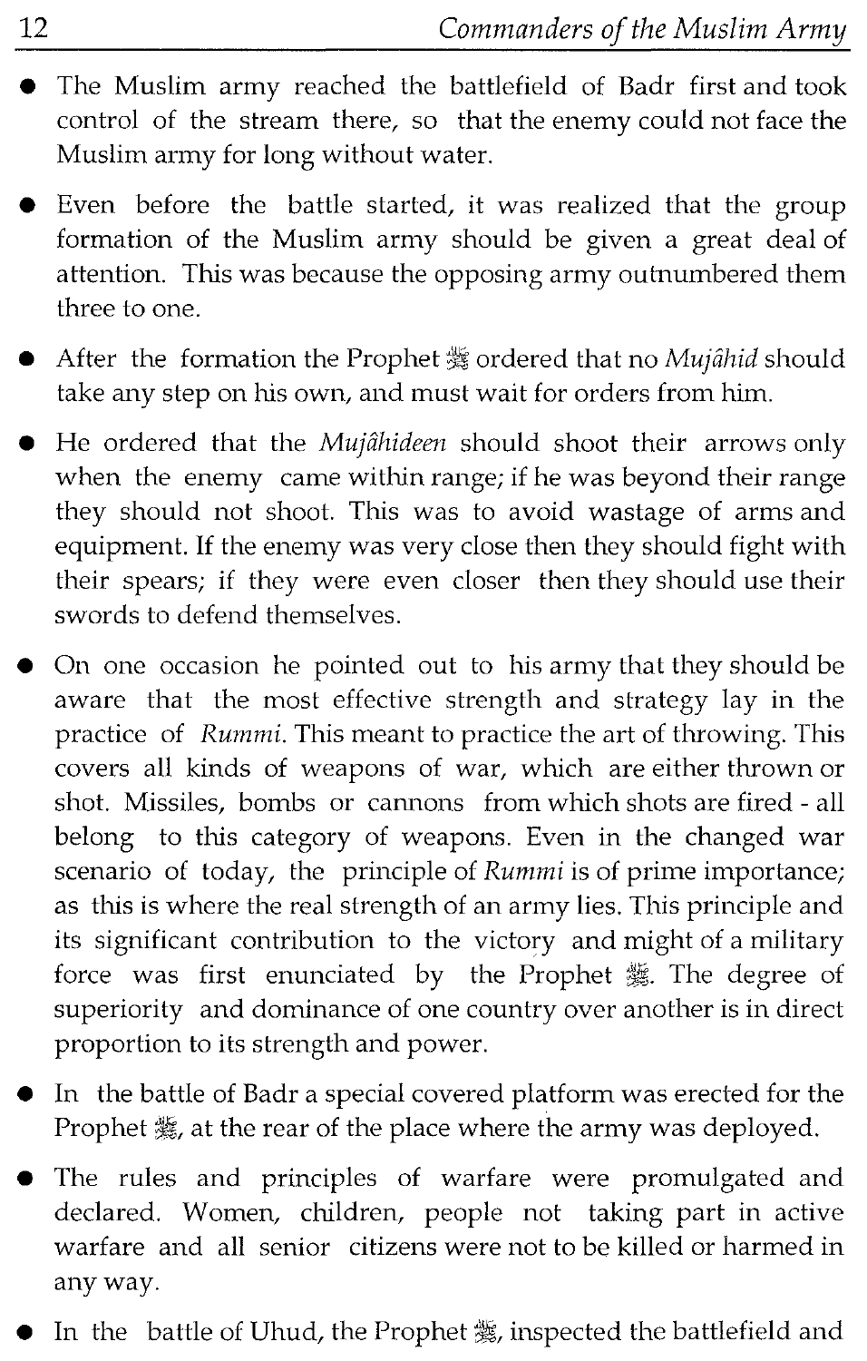- The Muslim army reached the battlefield of Badr first and took control of the stream there, so that the enemy could not face the Muslim army for long without water.
- Even before the battle started, it was realized that the group formation of the Muslim army should be given a great deal of attention. This was because the opposing army outnumbered them three to one.
- After the formation the Prophet ﷺ ordered that no *Mujâhid* should take any step on his own, and must wait for orders from him.
- He ordered that the *Mujâhideen* should shoot their arrows only when the enemy came within range; if he was beyond their range they should not shoot. This was to avoid wastage of arms and equipment. If the enemy was very close then they should fight with their spears; if they were even closer then they should use their swords to defend themselves.
- On one occasion he pointed out to his army that they should be aware that the most effective strength and strategy lay in the practice of *Rummi*. This meant to practice the art of throwing. This covers all kinds of weapons of war, which are either thrown or shot. Missiles, bombs or cannons from which shots are fired - all belong to this category of weapons. Even in the changed war scenario of today, the principle of *Rummi* is of prime importance; as this is where the real strength of an army lies. This principle and its significant contribution to the victory and might of a military force was first enunciated by the Prophet ﷺ. The degree of superiority and dominance of one country over another is in direct proportion to its strength and power.
- In the battle of Badr a special covered platform was erected for the Prophet ﷺ, at the rear of the place where the army was deployed.
- The rules and principles of warfare were promulgated and declared. Women, children, people not taking part in active warfare and all senior citizens were not to be killed or harmed in any way.
- In the battle of Uhud, the Prophet ﷺ, inspected the battlefield and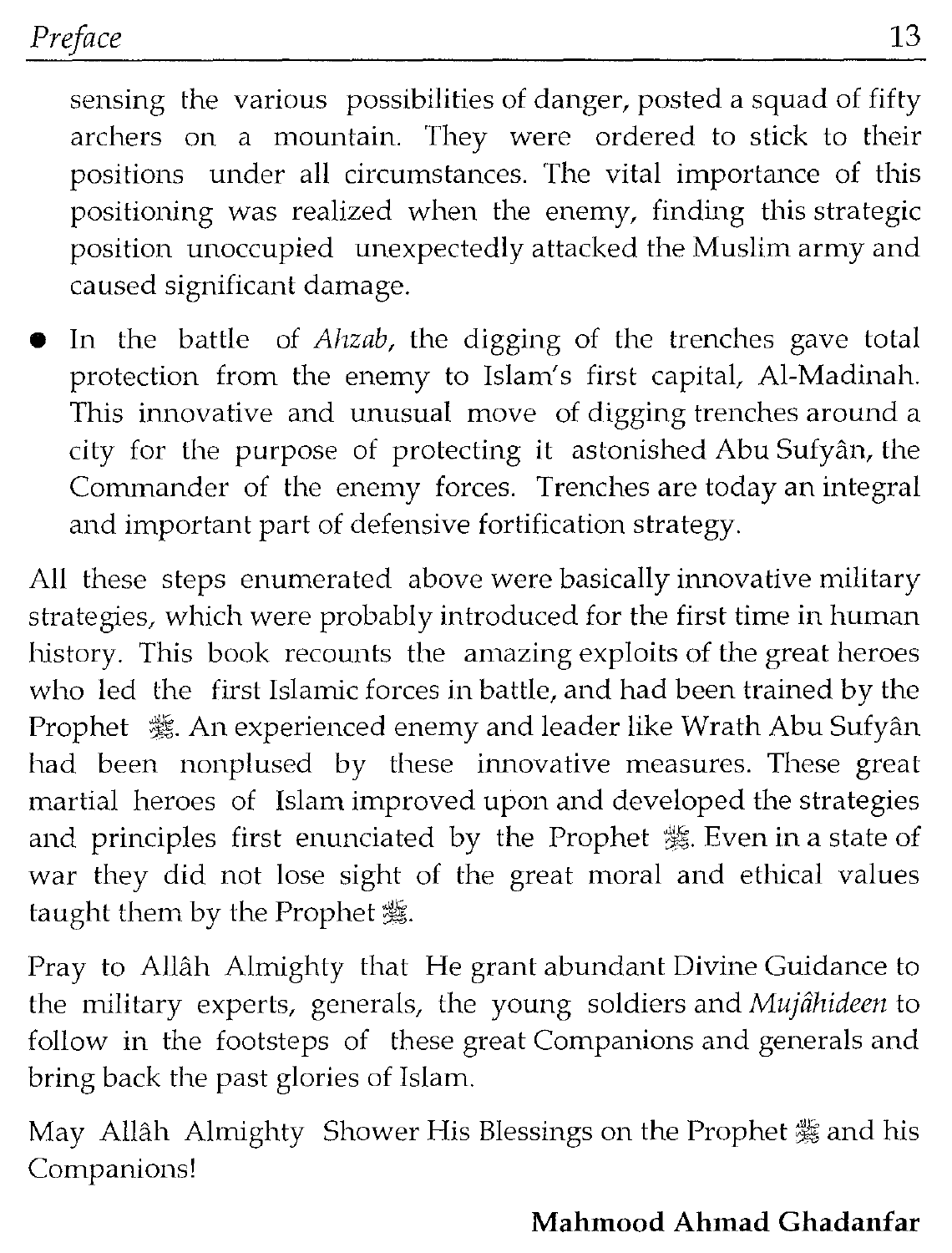sensing the various possibilities of danger, posted a squad of fifty archers on a mountain. They were ordered to stick to their positions under all circumstances. The vital importance of this positioning was realized when the enemy, finding this strategic position unoccupied unexpectedly attacked the Muslim army and caused significant damage.

- In the battle of *Ahzab*, the digging of the trenches gave total protection from the enemy to Islam's first capital, Al-Madinah. This innovative and unusual move of digging trenches around a city for the purpose of protecting it astonished Abu Sufyân, the Commander of the enemy forces. Trenches are today an integral and important part of defensive fortification strategy.

All these steps enumerated above were basically innovative military strategies, which were probably introduced for the first time in human history. This book recounts the amazing exploits of the great heroes who led the first Islamic forces in battle, and had been trained by the Prophet ﷺ. An experienced enemy and leader like Wrath Abu Sufyân had been nonplused by these innovative measures. These great martial heroes of Islam improved upon and developed the strategies and principles first enunciated by the Prophet ﷺ. Even in a state of war they did not lose sight of the great moral and ethical values taught them by the Prophet ﷺ.

Pray to Allâh Almighty that He grant abundant Divine Guidance to the military experts, generals, the young soldiers and *Mujâhideen* to follow in the footsteps of these great Companions and generals and bring back the past glories of Islam.

May Allâh Almighty Shower His Blessings on the Prophet ﷺ and his Companions!

**Mahmood Ahmad Ghadanfar**